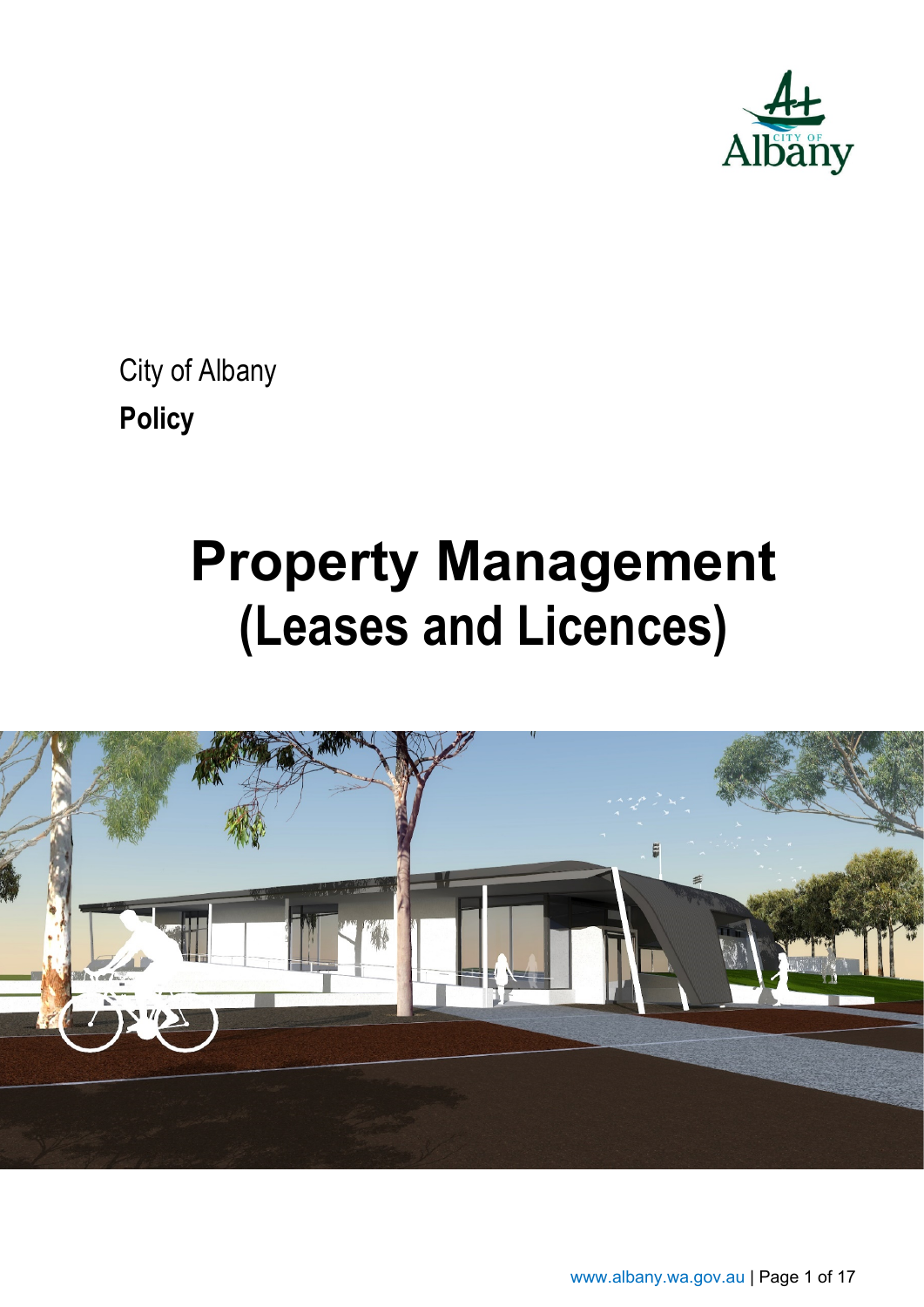City of Albany

**Policy**

# Property Management
## (Leases and Licences)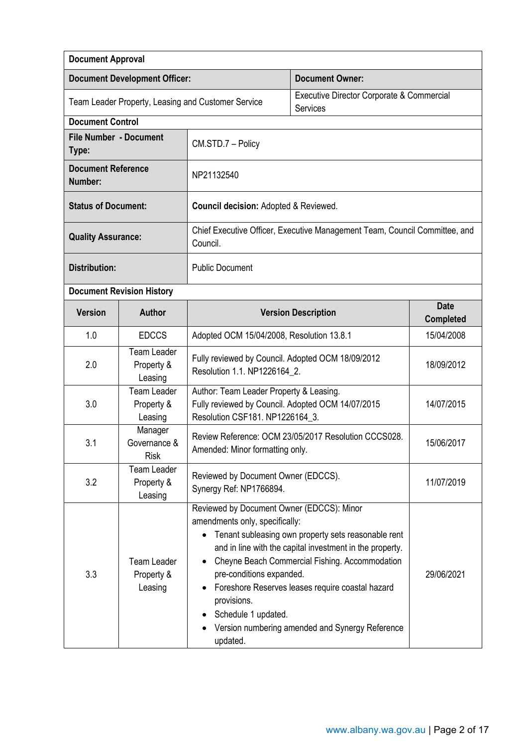| Document Approval | | | |
|---|---|---|---|
| **Document Development Officer:** | | **Document Owner:** | |
| Team Leader Property, Leasing and Customer Service | | Executive Director Corporate & Commercial Services | |
| **Document Control** | | | |
| **File Number - Document Type:** | CM.STD.7 – Policy | | |
| **Document Reference Number:** | NP21132540 | | |
| **Status of Document:** | **Council decision:** Adopted & Reviewed. | | |
| **Quality Assurance:** | Chief Executive Officer, Executive Management Team, Council Committee, and Council. | | |
| **Distribution:** | Public Document | | |

**Document Revision History**

| Version | Author | Version Description | Date Completed |
|---|---|---|---|
| 1.0 | EDCCS | Adopted OCM 15/04/2008, Resolution 13.8.1 | 15/04/2008 |
| 2.0 | Team Leader Property & Leasing | Fully reviewed by Council. Adopted OCM 18/09/2012 Resolution 1.1. NP1226164_2. | 18/09/2012 |
| 3.0 | Team Leader Property & Leasing | Author: Team Leader Property & Leasing. Fully reviewed by Council. Adopted OCM 14/07/2015 Resolution CSF181. NP1226164_3. | 14/07/2015 |
| 3.1 | Manager Governance & Risk | Review Reference: OCM 23/05/2017 Resolution CCCS028. Amended: Minor formatting only. | 15/06/2017 |
| 3.2 | Team Leader Property & Leasing | Reviewed by Document Owner (EDCCS). Synergy Ref: NP1766894. | 11/07/2019 |
| 3.3 | Team Leader Property & Leasing | Reviewed by Document Owner (EDCCS): Minor amendments only, specifically: <br>• Tenant subleasing own property sets reasonable rent and in line with the capital investment in the property. <br>• Cheyne Beach Commercial Fishing. Accommodation pre-conditions expanded. <br>• Foreshore Reserves leases require coastal hazard provisions. <br>• Schedule 1 updated. <br>• Version numbering amended and Synergy Reference updated. | 29/06/2021 |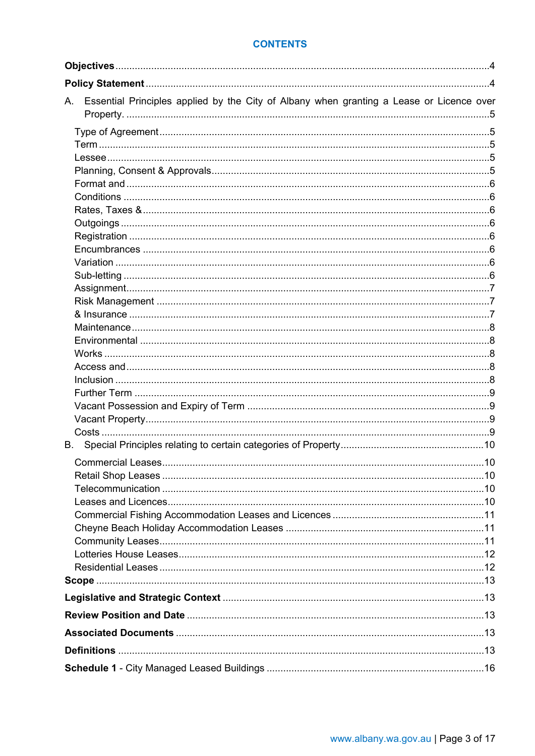## CONTENTS

**Objectives** ..... 4

**Policy Statement** ..... 4

A. Essential Principles applied by the City of Albany when granting a Lease or Licence over Property. ..... 5

- Type of Agreement ..... 5
- Term ..... 5
- Lessee ..... 5
- Planning, Consent & Approvals ..... 5
- Format and ..... 6
- Conditions ..... 6
- Rates, Taxes & ..... 6
- Outgoings ..... 6
- Registration ..... 6
- Encumbrances ..... 6
- Variation ..... 6
- Sub-letting ..... 6
- Assignment ..... 7
- Risk Management ..... 7
- & Insurance ..... 7
- Maintenance ..... 8
- Environmental ..... 8
- Works ..... 8
- Access and ..... 8
- Inclusion ..... 8
- Further Term ..... 9
- Vacant Possession and Expiry of Term ..... 9
- Vacant Property ..... 9
- Costs ..... 9

B. Special Principles relating to certain categories of Property ..... 10

- Commercial Leases ..... 10
- Retail Shop Leases ..... 10
- Telecommunication ..... 10
- Leases and Licences ..... 10
- Commercial Fishing Accommodation Leases and Licences ..... 11
- Cheyne Beach Holiday Accommodation Leases ..... 11
- Community Leases ..... 11
- Lotteries House Leases ..... 12
- Residential Leases ..... 12

**Scope** ..... 13

**Legislative and Strategic Context** ..... 13

**Review Position and Date** ..... 13

**Associated Documents** ..... 13

**Definitions** ..... 13

**Schedule 1** - City Managed Leased Buildings ..... 16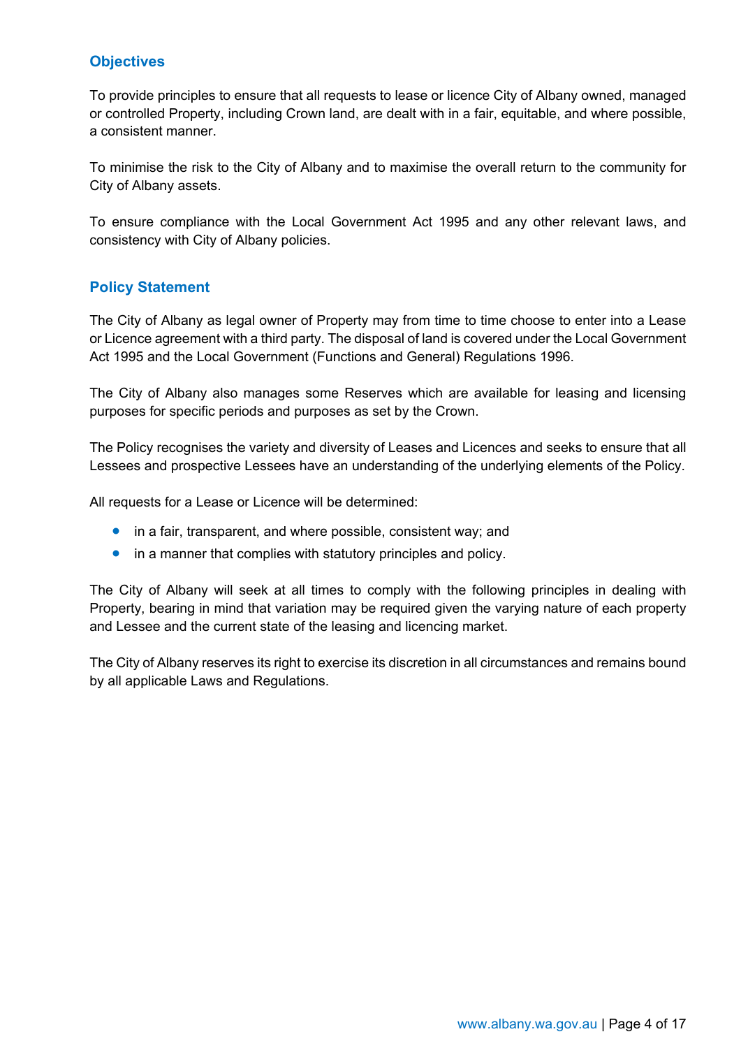## Objectives

To provide principles to ensure that all requests to lease or licence City of Albany owned, managed or controlled Property, including Crown land, are dealt with in a fair, equitable, and where possible, a consistent manner.

To minimise the risk to the City of Albany and to maximise the overall return to the community for City of Albany assets.

To ensure compliance with the Local Government Act 1995 and any other relevant laws, and consistency with City of Albany policies.

## Policy Statement

The City of Albany as legal owner of Property may from time to time choose to enter into a Lease or Licence agreement with a third party. The disposal of land is covered under the Local Government Act 1995 and the Local Government (Functions and General) Regulations 1996.

The City of Albany also manages some Reserves which are available for leasing and licensing purposes for specific periods and purposes as set by the Crown.

The Policy recognises the variety and diversity of Leases and Licences and seeks to ensure that all Lessees and prospective Lessees have an understanding of the underlying elements of the Policy.

All requests for a Lease or Licence will be determined:

- in a fair, transparent, and where possible, consistent way; and
- in a manner that complies with statutory principles and policy.

The City of Albany will seek at all times to comply with the following principles in dealing with Property, bearing in mind that variation may be required given the varying nature of each property and Lessee and the current state of the leasing and licencing market.

The City of Albany reserves its right to exercise its discretion in all circumstances and remains bound by all applicable Laws and Regulations.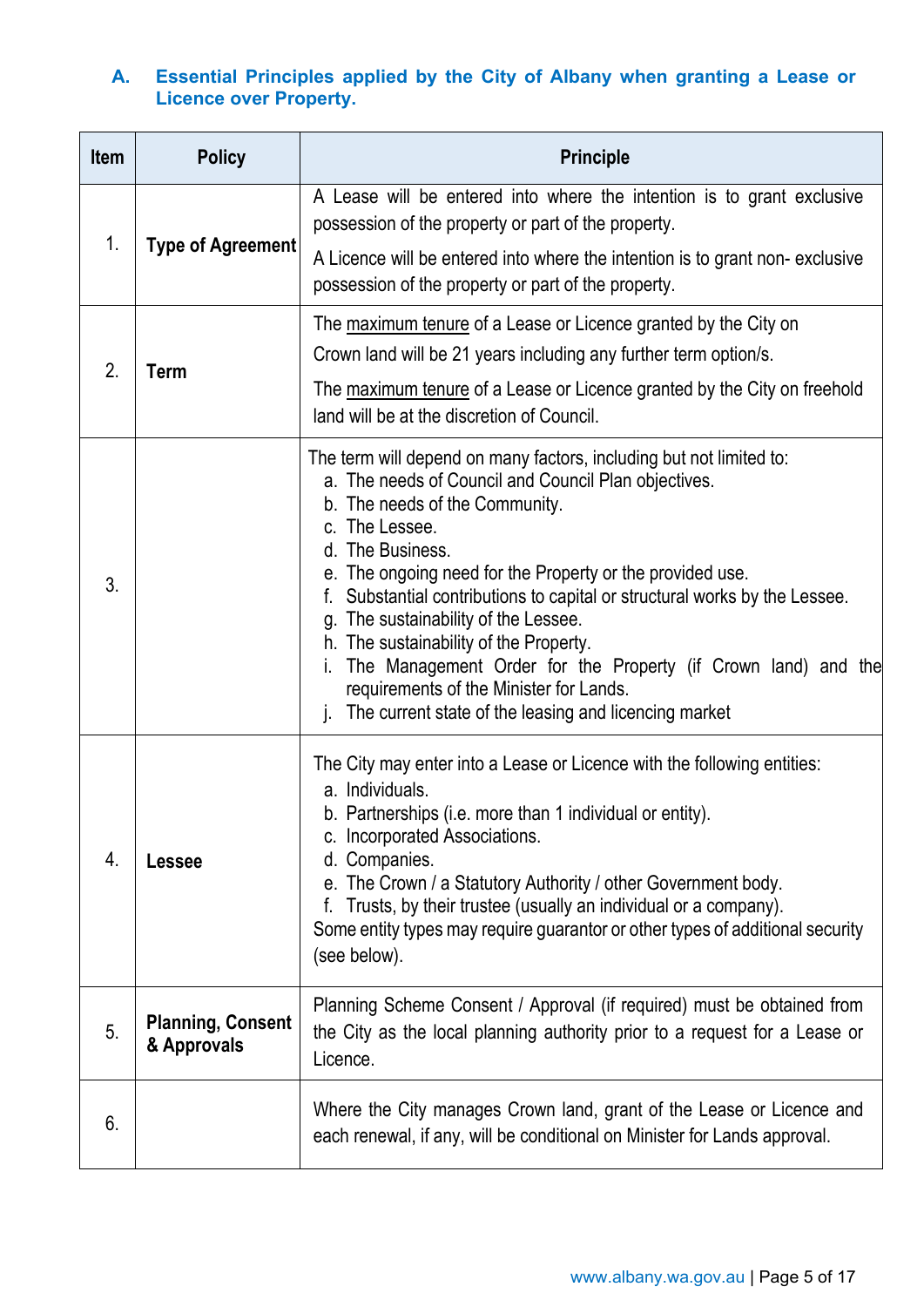### A. Essential Principles applied by the City of Albany when granting a Lease or Licence over Property.

| Item | Policy | Principle |
|---|---|---|
| 1. | **Type of Agreement** | A Lease will be entered into where the intention is to grant exclusive possession of the property or part of the property.<br>A Licence will be entered into where the intention is to grant non- exclusive possession of the property or part of the property. |
| 2. | **Term** | The maximum tenure of a Lease or Licence granted by the City on Crown land will be 21 years including any further term option/s.<br>The maximum tenure of a Lease or Licence granted by the City on freehold land will be at the discretion of Council. |
| 3. | | The term will depend on many factors, including but not limited to:<br>a. The needs of Council and Council Plan objectives.<br>b. The needs of the Community.<br>c. The Lessee.<br>d. The Business.<br>e. The ongoing need for the Property or the provided use.<br>f. Substantial contributions to capital or structural works by the Lessee.<br>g. The sustainability of the Lessee.<br>h. The sustainability of the Property.<br>i. The Management Order for the Property (if Crown land) and the requirements of the Minister for Lands.<br>j. The current state of the leasing and licencing market |
| 4. | **Lessee** | The City may enter into a Lease or Licence with the following entities:<br>a. Individuals.<br>b. Partnerships (i.e. more than 1 individual or entity).<br>c. Incorporated Associations.<br>d. Companies.<br>e. The Crown / a Statutory Authority / other Government body.<br>f. Trusts, by their trustee (usually an individual or a company).<br>Some entity types may require guarantor or other types of additional security (see below). |
| 5. | **Planning, Consent & Approvals** | Planning Scheme Consent / Approval (if required) must be obtained from the City as the local planning authority prior to a request for a Lease or Licence. |
| 6. | | Where the City manages Crown land, grant of the Lease or Licence and each renewal, if any, will be conditional on Minister for Lands approval. |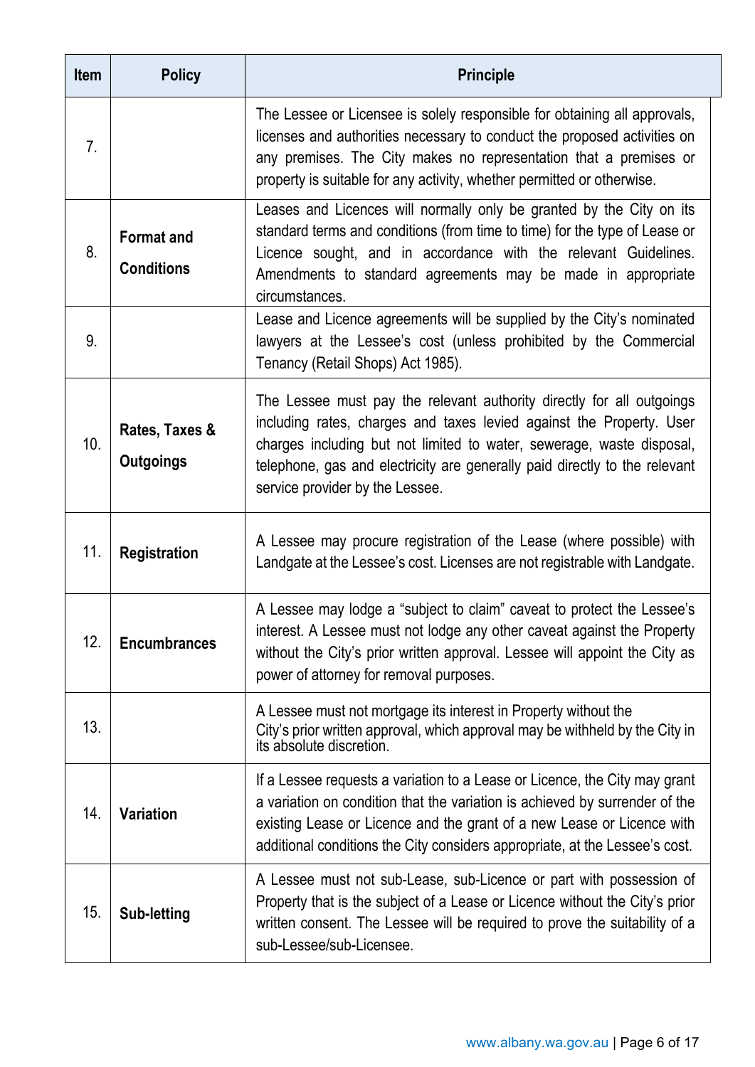| Item | Policy | Principle |
| --- | --- | --- |
| 7. | | The Lessee or Licensee is solely responsible for obtaining all approvals, licenses and authorities necessary to conduct the proposed activities on any premises. The City makes no representation that a premises or property is suitable for any activity, whether permitted or otherwise. |
| 8. | **Format and Conditions** | Leases and Licences will normally only be granted by the City on its standard terms and conditions (from time to time) for the type of Lease or Licence sought, and in accordance with the relevant Guidelines. Amendments to standard agreements may be made in appropriate circumstances. |
| 9. | | Lease and Licence agreements will be supplied by the City's nominated lawyers at the Lessee's cost (unless prohibited by the Commercial Tenancy (Retail Shops) Act 1985). |
| 10. | **Rates, Taxes & Outgoings** | The Lessee must pay the relevant authority directly for all outgoings including rates, charges and taxes levied against the Property. User charges including but not limited to water, sewerage, waste disposal, telephone, gas and electricity are generally paid directly to the relevant service provider by the Lessee. |
| 11. | **Registration** | A Lessee may procure registration of the Lease (where possible) with Landgate at the Lessee's cost. Licenses are not registrable with Landgate. |
| 12. | **Encumbrances** | A Lessee may lodge a "subject to claim" caveat to protect the Lessee's interest. A Lessee must not lodge any other caveat against the Property without the City's prior written approval. Lessee will appoint the City as power of attorney for removal purposes. |
| 13. | | A Lessee must not mortgage its interest in Property without the City's prior written approval, which approval may be withheld by the City in its absolute discretion. |
| 14. | **Variation** | If a Lessee requests a variation to a Lease or Licence, the City may grant a variation on condition that the variation is achieved by surrender of the existing Lease or Licence and the grant of a new Lease or Licence with additional conditions the City considers appropriate, at the Lessee's cost. |
| 15. | **Sub-letting** | A Lessee must not sub-Lease, sub-Licence or part with possession of Property that is the subject of a Lease or Licence without the City's prior written consent. The Lessee will be required to prove the suitability of a sub-Lessee/sub-Licensee. |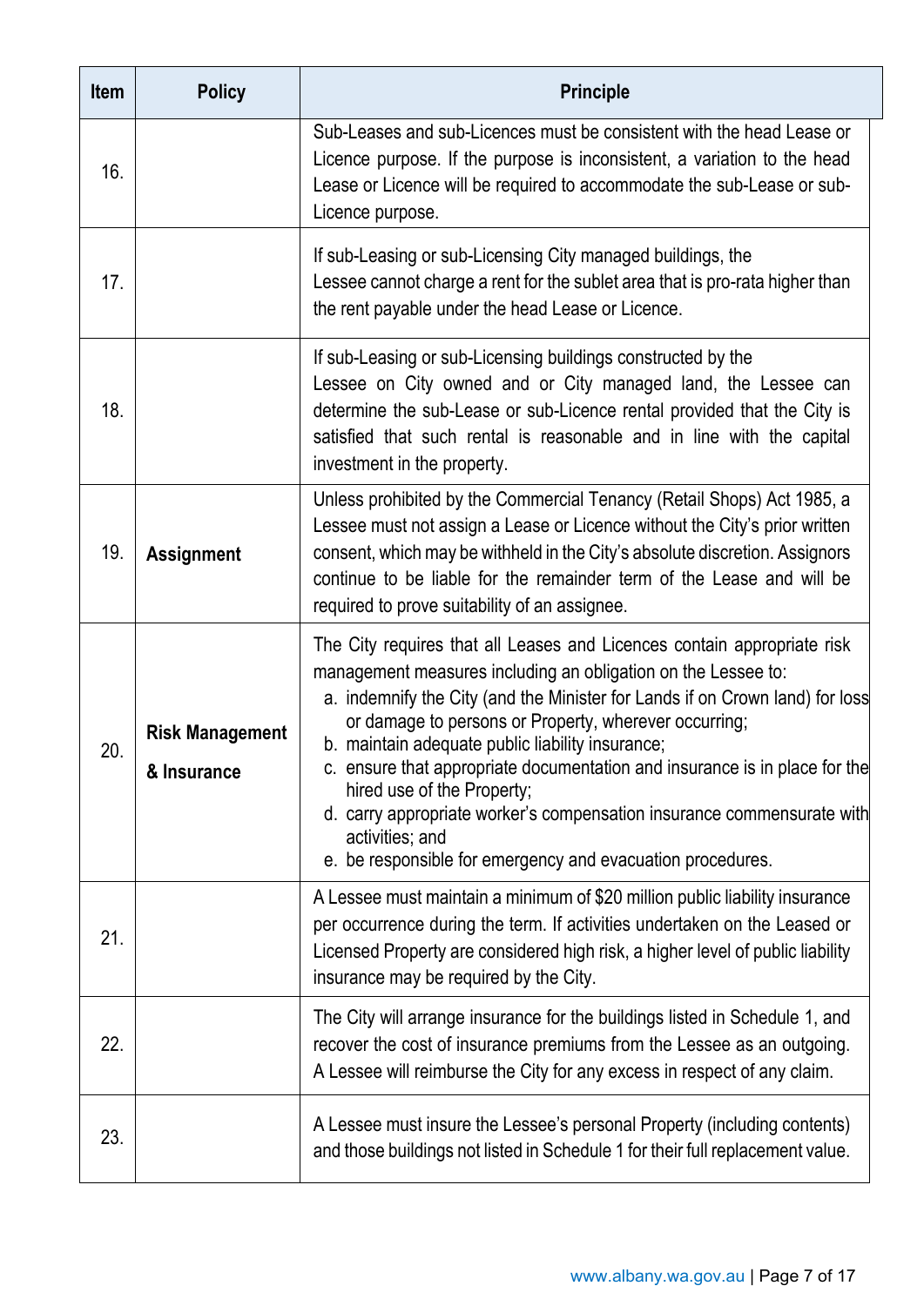| Item | Policy | Principle |
|---|---|---|
| 16. | | Sub-Leases and sub-Licences must be consistent with the head Lease or Licence purpose. If the purpose is inconsistent, a variation to the head Lease or Licence will be required to accommodate the sub-Lease or sub-Licence purpose. |
| 17. | | If sub-Leasing or sub-Licensing City managed buildings, the Lessee cannot charge a rent for the sublet area that is pro-rata higher than the rent payable under the head Lease or Licence. |
| 18. | | If sub-Leasing or sub-Licensing buildings constructed by the Lessee on City owned and or City managed land, the Lessee can determine the sub-Lease or sub-Licence rental provided that the City is satisfied that such rental is reasonable and in line with the capital investment in the property. |
| 19. | **Assignment** | Unless prohibited by the Commercial Tenancy (Retail Shops) Act 1985, a Lessee must not assign a Lease or Licence without the City's prior written consent, which may be withheld in the City's absolute discretion. Assignors continue to be liable for the remainder term of the Lease and will be required to prove suitability of an assignee. |
| 20. | **Risk Management & Insurance** | The City requires that all Leases and Licences contain appropriate risk management measures including an obligation on the Lessee to:<br>a. indemnify the City (and the Minister for Lands if on Crown land) for loss or damage to persons or Property, wherever occurring;<br>b. maintain adequate public liability insurance;<br>c. ensure that appropriate documentation and insurance is in place for the hired use of the Property;<br>d. carry appropriate worker's compensation insurance commensurate with activities; and<br>e. be responsible for emergency and evacuation procedures. |
| 21. | | A Lessee must maintain a minimum of $20 million public liability insurance per occurrence during the term. If activities undertaken on the Leased or Licensed Property are considered high risk, a higher level of public liability insurance may be required by the City. |
| 22. | | The City will arrange insurance for the buildings listed in Schedule 1, and recover the cost of insurance premiums from the Lessee as an outgoing. A Lessee will reimburse the City for any excess in respect of any claim. |
| 23. | | A Lessee must insure the Lessee's personal Property (including contents) and those buildings not listed in Schedule 1 for their full replacement value. |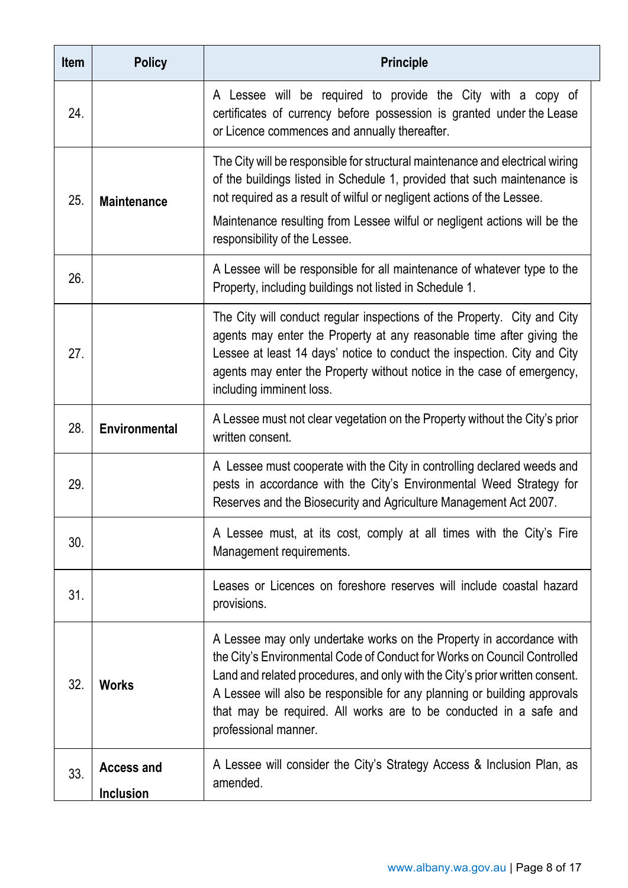| Item | Policy | Principle |
|---|---|---|
| 24. | | A Lessee will be required to provide the City with a copy of certificates of currency before possession is granted under the Lease or Licence commences and annually thereafter. |
| 25. | **Maintenance** | The City will be responsible for structural maintenance and electrical wiring of the buildings listed in Schedule 1, provided that such maintenance is not required as a result of wilful or negligent actions of the Lessee.<br><br>Maintenance resulting from Lessee wilful or negligent actions will be the responsibility of the Lessee. |
| 26. | | A Lessee will be responsible for all maintenance of whatever type to the Property, including buildings not listed in Schedule 1. |
| 27. | | The City will conduct regular inspections of the Property. City and City agents may enter the Property at any reasonable time after giving the Lessee at least 14 days' notice to conduct the inspection. City and City agents may enter the Property without notice in the case of emergency, including imminent loss. |
| 28. | **Environmental** | A Lessee must not clear vegetation on the Property without the City's prior written consent. |
| 29. | | A Lessee must cooperate with the City in controlling declared weeds and pests in accordance with the City's Environmental Weed Strategy for Reserves and the Biosecurity and Agriculture Management Act 2007. |
| 30. | | A Lessee must, at its cost, comply at all times with the City's Fire Management requirements. |
| 31. | | Leases or Licences on foreshore reserves will include coastal hazard provisions. |
| 32. | **Works** | A Lessee may only undertake works on the Property in accordance with the City's Environmental Code of Conduct for Works on Council Controlled Land and related procedures, and only with the City's prior written consent. A Lessee will also be responsible for any planning or building approvals that may be required. All works are to be conducted in a safe and professional manner. |
| 33. | **Access and Inclusion** | A Lessee will consider the City's Strategy Access & Inclusion Plan, as amended. |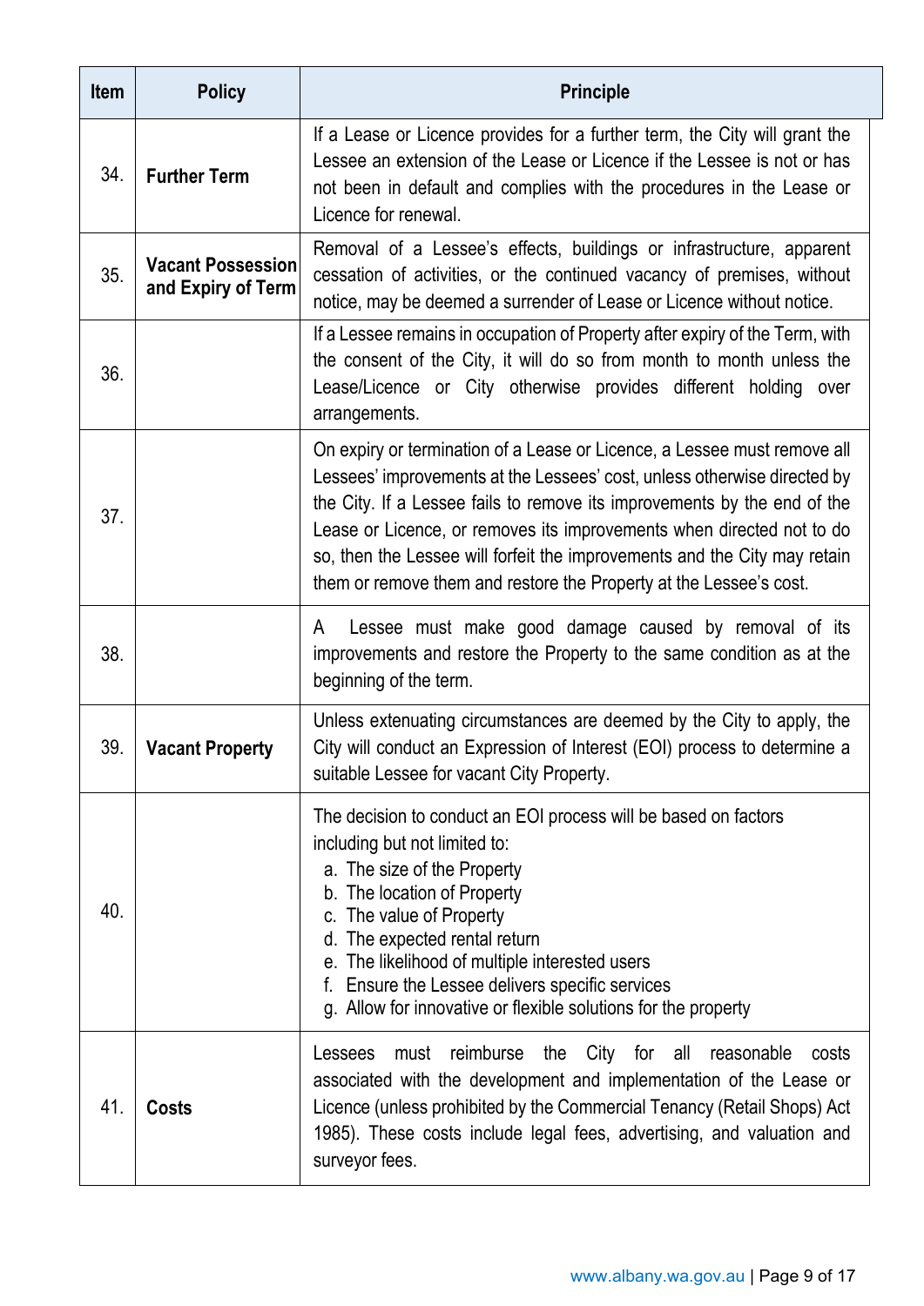| Item | Policy | Principle |
|---|---|---|
| 34. | **Further Term** | If a Lease or Licence provides for a further term, the City will grant the Lessee an extension of the Lease or Licence if the Lessee is not or has not been in default and complies with the procedures in the Lease or Licence for renewal. |
| 35. | **Vacant Possession and Expiry of Term** | Removal of a Lessee's effects, buildings or infrastructure, apparent cessation of activities, or the continued vacancy of premises, without notice, may be deemed a surrender of Lease or Licence without notice. |
| 36. | | If a Lessee remains in occupation of Property after expiry of the Term, with the consent of the City, it will do so from month to month unless the Lease/Licence or City otherwise provides different holding over arrangements. |
| 37. | | On expiry or termination of a Lease or Licence, a Lessee must remove all Lessees' improvements at the Lessees' cost, unless otherwise directed by the City. If a Lessee fails to remove its improvements by the end of the Lease or Licence, or removes its improvements when directed not to do so, then the Lessee will forfeit the improvements and the City may retain them or remove them and restore the Property at the Lessee's cost. |
| 38. | | A Lessee must make good damage caused by removal of its improvements and restore the Property to the same condition as at the beginning of the term. |
| 39. | **Vacant Property** | Unless extenuating circumstances are deemed by the City to apply, the City will conduct an Expression of Interest (EOI) process to determine a suitable Lessee for vacant City Property. |
| 40. | | The decision to conduct an EOI process will be based on factors including but not limited to:<br>a. The size of the Property<br>b. The location of Property<br>c. The value of Property<br>d. The expected rental return<br>e. The likelihood of multiple interested users<br>f. Ensure the Lessee delivers specific services<br>g. Allow for innovative or flexible solutions for the property |
| 41. | **Costs** | Lessees must reimburse the City for all reasonable costs associated with the development and implementation of the Lease or Licence (unless prohibited by the Commercial Tenancy (Retail Shops) Act 1985). These costs include legal fees, advertising, and valuation and surveyor fees. |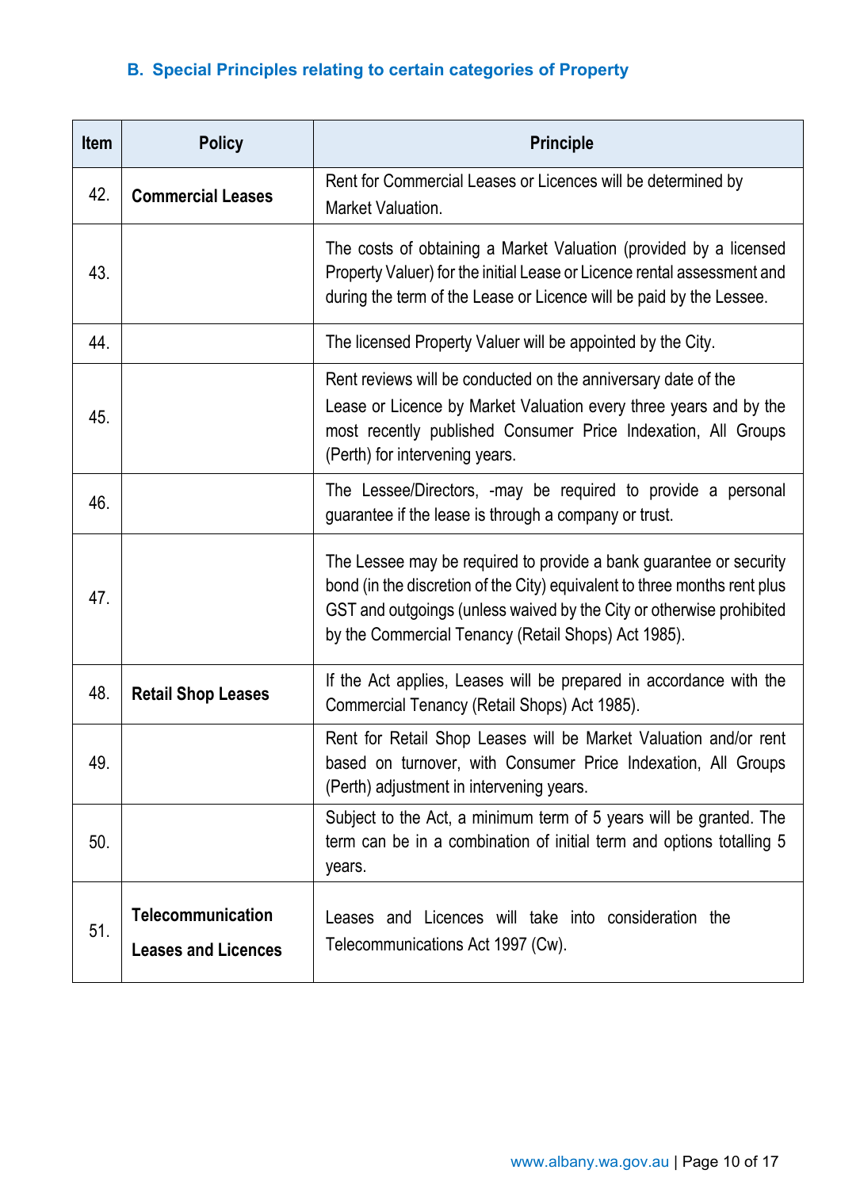### B. Special Principles relating to certain categories of Property

| Item | Policy | Principle |
|---|---|---|
| 42. | **Commercial Leases** | Rent for Commercial Leases or Licences will be determined by Market Valuation. |
| 43. | | The costs of obtaining a Market Valuation (provided by a licensed Property Valuer) for the initial Lease or Licence rental assessment and during the term of the Lease or Licence will be paid by the Lessee. |
| 44. | | The licensed Property Valuer will be appointed by the City. |
| 45. | | Rent reviews will be conducted on the anniversary date of the Lease or Licence by Market Valuation every three years and by the most recently published Consumer Price Indexation, All Groups (Perth) for intervening years. |
| 46. | | The Lessee/Directors, -may be required to provide a personal guarantee if the lease is through a company or trust. |
| 47. | | The Lessee may be required to provide a bank guarantee or security bond (in the discretion of the City) equivalent to three months rent plus GST and outgoings (unless waived by the City or otherwise prohibited by the Commercial Tenancy (Retail Shops) Act 1985). |
| 48. | **Retail Shop Leases** | If the Act applies, Leases will be prepared in accordance with the Commercial Tenancy (Retail Shops) Act 1985). |
| 49. | | Rent for Retail Shop Leases will be Market Valuation and/or rent based on turnover, with Consumer Price Indexation, All Groups (Perth) adjustment in intervening years. |
| 50. | | Subject to the Act, a minimum term of 5 years will be granted. The term can be in a combination of initial term and options totalling 5 years. |
| 51. | **Telecommunication Leases and Licences** | Leases and Licences will take into consideration the Telecommunications Act 1997 (Cw). |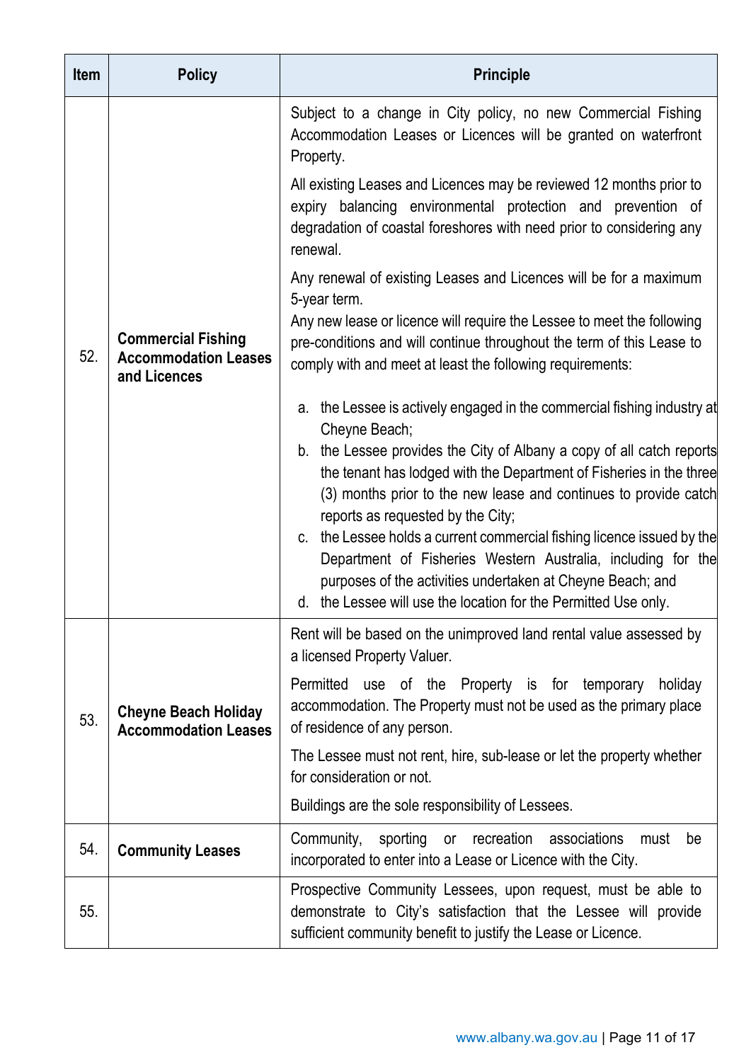| Item | Policy | Principle |
|---|---|---|
| 52. | **Commercial Fishing Accommodation Leases and Licences** | Subject to a change in City policy, no new Commercial Fishing Accommodation Leases or Licences will be granted on waterfront Property.<br><br>All existing Leases and Licences may be reviewed 12 months prior to expiry balancing environmental protection and prevention of degradation of coastal foreshores with need prior to considering any renewal.<br><br>Any renewal of existing Leases and Licences will be for a maximum 5-year term.<br>Any new lease or licence will require the Lessee to meet the following pre-conditions and will continue throughout the term of this Lease to comply with and meet at least the following requirements:<br><br>a. the Lessee is actively engaged in the commercial fishing industry at Cheyne Beach;<br>b. the Lessee provides the City of Albany a copy of all catch reports the tenant has lodged with the Department of Fisheries in the three (3) months prior to the new lease and continues to provide catch reports as requested by the City;<br>c. the Lessee holds a current commercial fishing licence issued by the Department of Fisheries Western Australia, including for the purposes of the activities undertaken at Cheyne Beach; and<br>d. the Lessee will use the location for the Permitted Use only. |
| 53. | **Cheyne Beach Holiday Accommodation Leases** | Rent will be based on the unimproved land rental value assessed by a licensed Property Valuer.<br><br>Permitted use of the Property is for temporary holiday accommodation. The Property must not be used as the primary place of residence of any person.<br><br>The Lessee must not rent, hire, sub-lease or let the property whether for consideration or not.<br><br>Buildings are the sole responsibility of Lessees. |
| 54. | **Community Leases** | Community, sporting or recreation associations must be incorporated to enter into a Lease or Licence with the City. |
| 55. | | Prospective Community Lessees, upon request, must be able to demonstrate to City's satisfaction that the Lessee will provide sufficient community benefit to justify the Lease or Licence. |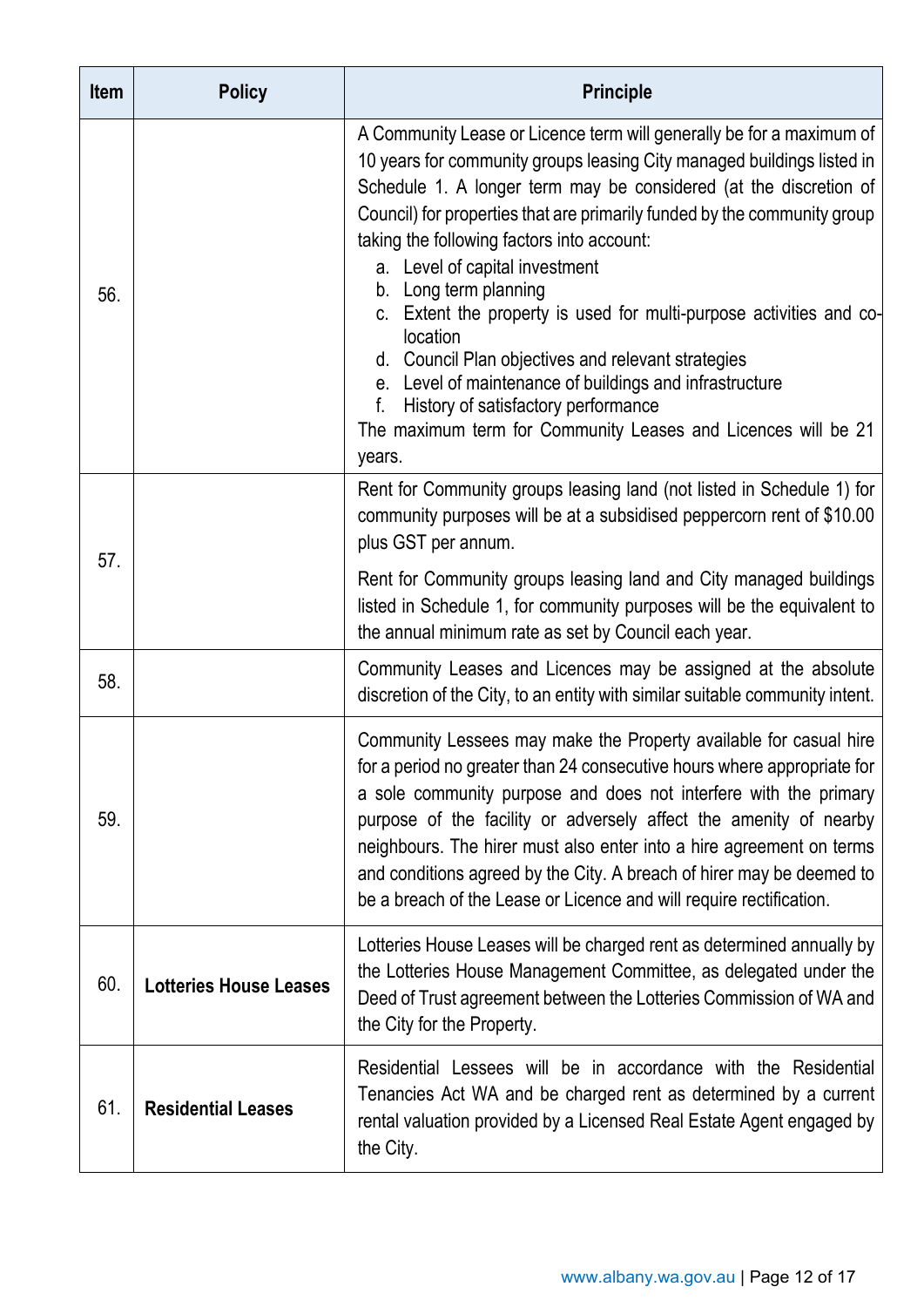| Item | Policy | Principle |
|---|---|---|
| 56. | | A Community Lease or Licence term will generally be for a maximum of 10 years for community groups leasing City managed buildings listed in Schedule 1. A longer term may be considered (at the discretion of Council) for properties that are primarily funded by the community group taking the following factors into account:<br>a. Level of capital investment<br>b. Long term planning<br>c. Extent the property is used for multi-purpose activities and co-location<br>d. Council Plan objectives and relevant strategies<br>e. Level of maintenance of buildings and infrastructure<br>f. History of satisfactory performance<br>The maximum term for Community Leases and Licences will be 21 years. |
| 57. | | Rent for Community groups leasing land (not listed in Schedule 1) for community purposes will be at a subsidised peppercorn rent of $10.00 plus GST per annum.<br><br>Rent for Community groups leasing land and City managed buildings listed in Schedule 1, for community purposes will be the equivalent to the annual minimum rate as set by Council each year. |
| 58. | | Community Leases and Licences may be assigned at the absolute discretion of the City, to an entity with similar suitable community intent. |
| 59. | | Community Lessees may make the Property available for casual hire for a period no greater than 24 consecutive hours where appropriate for a sole community purpose and does not interfere with the primary purpose of the facility or adversely affect the amenity of nearby neighbours. The hirer must also enter into a hire agreement on terms and conditions agreed by the City. A breach of hirer may be deemed to be a breach of the Lease or Licence and will require rectification. |
| 60. | **Lotteries House Leases** | Lotteries House Leases will be charged rent as determined annually by the Lotteries House Management Committee, as delegated under the Deed of Trust agreement between the Lotteries Commission of WA and the City for the Property. |
| 61. | **Residential Leases** | Residential Lessees will be in accordance with the Residential Tenancies Act WA and be charged rent as determined by a current rental valuation provided by a Licensed Real Estate Agent engaged by the City. |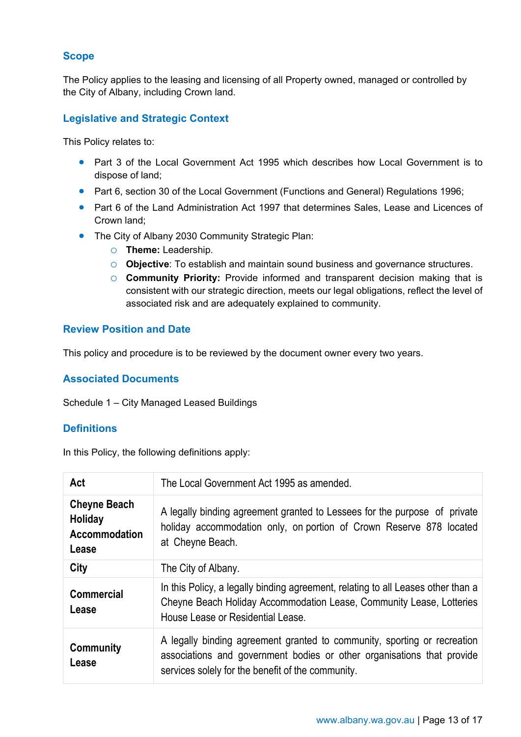## Scope

The Policy applies to the leasing and licensing of all Property owned, managed or controlled by the City of Albany, including Crown land.

## Legislative and Strategic Context

This Policy relates to:

- Part 3 of the Local Government Act 1995 which describes how Local Government is to dispose of land;
- Part 6, section 30 of the Local Government (Functions and General) Regulations 1996;
- Part 6 of the Land Administration Act 1997 that determines Sales, Lease and Licences of Crown land;
- The City of Albany 2030 Community Strategic Plan:
  - **Theme:** Leadership.
  - **Objective**: To establish and maintain sound business and governance structures.
  - **Community Priority:** Provide informed and transparent decision making that is consistent with our strategic direction, meets our legal obligations, reflect the level of associated risk and are adequately explained to community.

## Review Position and Date

This policy and procedure is to be reviewed by the document owner every two years.

## Associated Documents

Schedule 1 – City Managed Leased Buildings

## Definitions

In this Policy, the following definitions apply:

| Term | Definition |
| --- | --- |
| **Act** | The Local Government Act 1995 as amended. |
| **Cheyne Beach Holiday Accommodation Lease** | A legally binding agreement granted to Lessees for the purpose of private holiday accommodation only, on portion of Crown Reserve 878 located at Cheyne Beach. |
| **City** | The City of Albany. |
| **Commercial Lease** | In this Policy, a legally binding agreement, relating to all Leases other than a Cheyne Beach Holiday Accommodation Lease, Community Lease, Lotteries House Lease or Residential Lease. |
| **Community Lease** | A legally binding agreement granted to community, sporting or recreation associations and government bodies or other organisations that provide services solely for the benefit of the community. |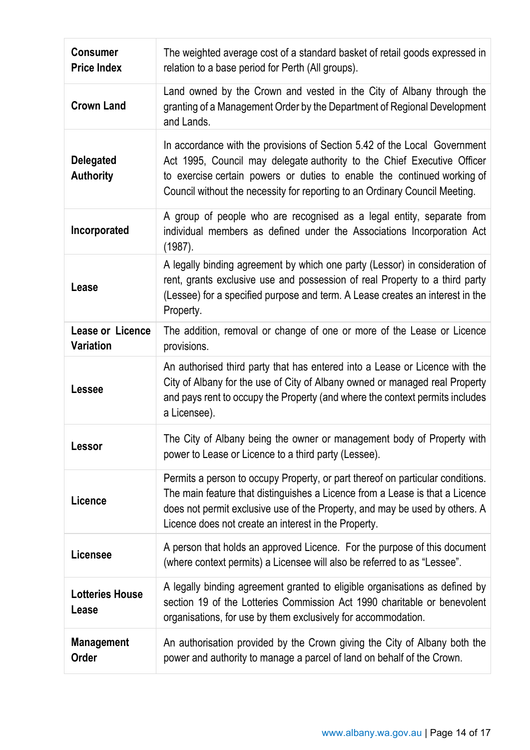| Term | Definition |
|---|---|
| **Consumer Price Index** | The weighted average cost of a standard basket of retail goods expressed in relation to a base period for Perth (All groups). |
| **Crown Land** | Land owned by the Crown and vested in the City of Albany through the granting of a Management Order by the Department of Regional Development and Lands. |
| **Delegated Authority** | In accordance with the provisions of Section 5.42 of the Local Government Act 1995, Council may delegate authority to the Chief Executive Officer to exercise certain powers or duties to enable the continued working of Council without the necessity for reporting to an Ordinary Council Meeting. |
| **Incorporated** | A group of people who are recognised as a legal entity, separate from individual members as defined under the Associations Incorporation Act (1987). |
| **Lease** | A legally binding agreement by which one party (Lessor) in consideration of rent, grants exclusive use and possession of real Property to a third party (Lessee) for a specified purpose and term. A Lease creates an interest in the Property. |
| **Lease or Licence Variation** | The addition, removal or change of one or more of the Lease or Licence provisions. |
| **Lessee** | An authorised third party that has entered into a Lease or Licence with the City of Albany for the use of City of Albany owned or managed real Property and pays rent to occupy the Property (and where the context permits includes a Licensee). |
| **Lessor** | The City of Albany being the owner or management body of Property with power to Lease or Licence to a third party (Lessee). |
| **Licence** | Permits a person to occupy Property, or part thereof on particular conditions. The main feature that distinguishes a Licence from a Lease is that a Licence does not permit exclusive use of the Property, and may be used by others. A Licence does not create an interest in the Property. |
| **Licensee** | A person that holds an approved Licence. For the purpose of this document (where context permits) a Licensee will also be referred to as "Lessee". |
| **Lotteries House Lease** | A legally binding agreement granted to eligible organisations as defined by section 19 of the Lotteries Commission Act 1990 charitable or benevolent organisations, for use by them exclusively for accommodation. |
| **Management Order** | An authorisation provided by the Crown giving the City of Albany both the power and authority to manage a parcel of land on behalf of the Crown. |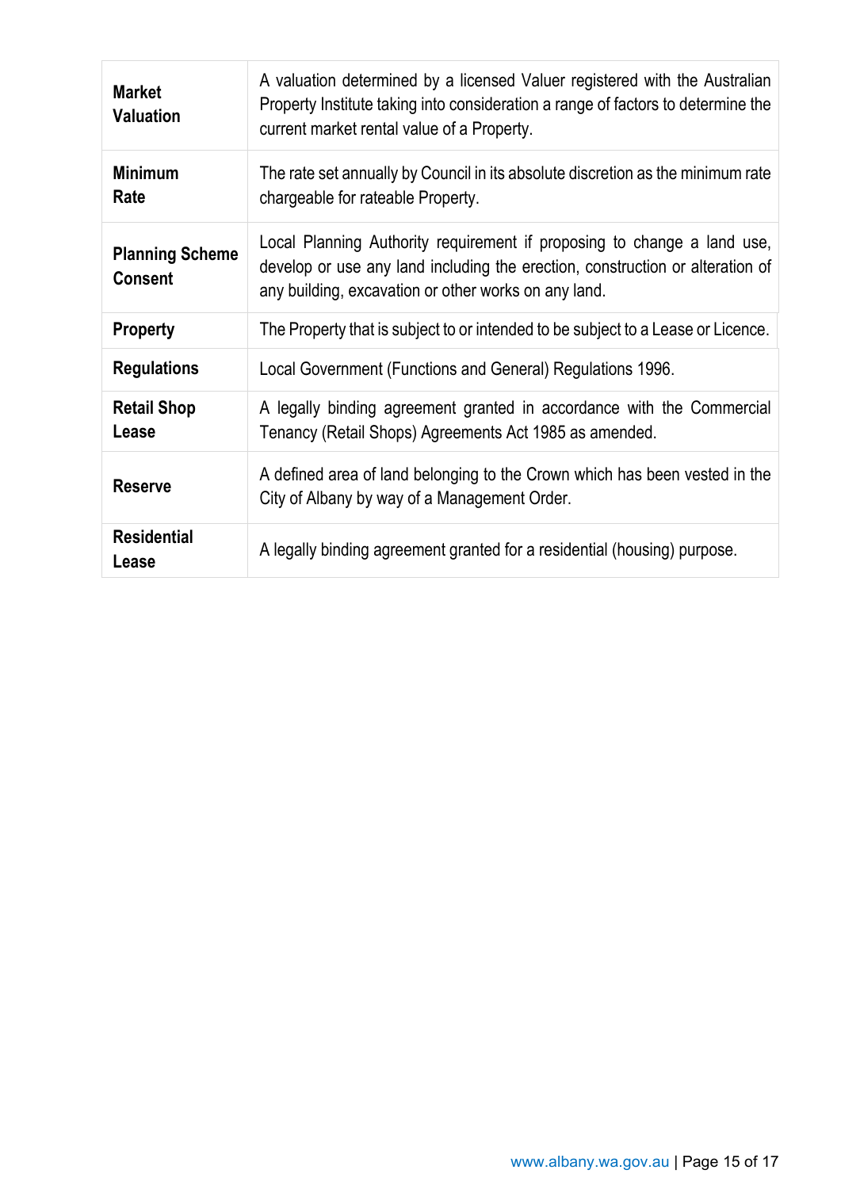| | |
|---|---|
| **Market Valuation** | A valuation determined by a licensed Valuer registered with the Australian Property Institute taking into consideration a range of factors to determine the current market rental value of a Property. |
| **Minimum Rate** | The rate set annually by Council in its absolute discretion as the minimum rate chargeable for rateable Property. |
| **Planning Scheme Consent** | Local Planning Authority requirement if proposing to change a land use, develop or use any land including the erection, construction or alteration of any building, excavation or other works on any land. |
| **Property** | The Property that is subject to or intended to be subject to a Lease or Licence. |
| **Regulations** | Local Government (Functions and General) Regulations 1996. |
| **Retail Shop Lease** | A legally binding agreement granted in accordance with the Commercial Tenancy (Retail Shops) Agreements Act 1985 as amended. |
| **Reserve** | A defined area of land belonging to the Crown which has been vested in the City of Albany by way of a Management Order. |
| **Residential Lease** | A legally binding agreement granted for a residential (housing) purpose. |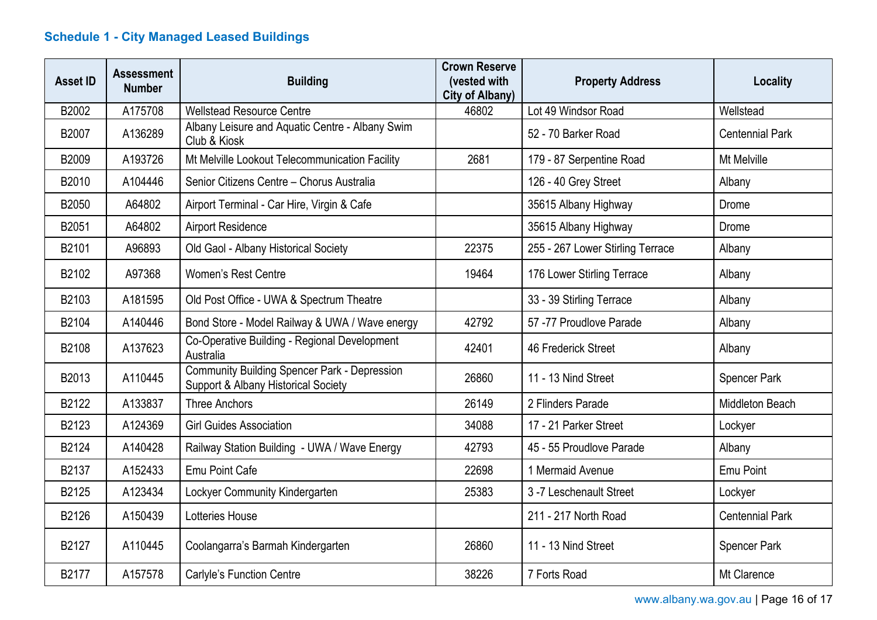## Schedule 1 - City Managed Leased Buildings

| Asset ID | Assessment Number | Building | Crown Reserve (vested with City of Albany) | Property Address | Locality |
|---|---|---|---|---|---|
| B2002 | A175708 | Wellstead Resource Centre | 46802 | Lot 49 Windsor Road | Wellstead |
| B2007 | A136289 | Albany Leisure and Aquatic Centre - Albany Swim Club & Kiosk | | 52 - 70 Barker Road | Centennial Park |
| B2009 | A193726 | Mt Melville Lookout Telecommunication Facility | 2681 | 179 - 87 Serpentine Road | Mt Melville |
| B2010 | A104446 | Senior Citizens Centre – Chorus Australia | | 126 - 40 Grey Street | Albany |
| B2050 | A64802 | Airport Terminal - Car Hire, Virgin & Cafe | | 35615 Albany Highway | Drome |
| B2051 | A64802 | Airport Residence | | 35615 Albany Highway | Drome |
| B2101 | A96893 | Old Gaol - Albany Historical Society | 22375 | 255 - 267 Lower Stirling Terrace | Albany |
| B2102 | A97368 | Women's Rest Centre | 19464 | 176 Lower Stirling Terrace | Albany |
| B2103 | A181595 | Old Post Office - UWA & Spectrum Theatre | | 33 - 39 Stirling Terrace | Albany |
| B2104 | A140446 | Bond Store - Model Railway & UWA / Wave energy | 42792 | 57 -77 Proudlove Parade | Albany |
| B2108 | A137623 | Co-Operative Building - Regional Development Australia | 42401 | 46 Frederick Street | Albany |
| B2013 | A110445 | Community Building Spencer Park - Depression Support & Albany Historical Society | 26860 | 11 - 13 Nind Street | Spencer Park |
| B2122 | A133837 | Three Anchors | 26149 | 2 Flinders Parade | Middleton Beach |
| B2123 | A124369 | Girl Guides Association | 34088 | 17 - 21 Parker Street | Lockyer |
| B2124 | A140428 | Railway Station Building - UWA / Wave Energy | 42793 | 45 - 55 Proudlove Parade | Albany |
| B2137 | A152433 | Emu Point Cafe | 22698 | 1 Mermaid Avenue | Emu Point |
| B2125 | A123434 | Lockyer Community Kindergarten | 25383 | 3 -7 Leschenault Street | Lockyer |
| B2126 | A150439 | Lotteries House | | 211 - 217 North Road | Centennial Park |
| B2127 | A110445 | Coolangarra's Barmah Kindergarten | 26860 | 11 - 13 Nind Street | Spencer Park |
| B2177 | A157578 | Carlyle's Function Centre | 38226 | 7 Forts Road | Mt Clarence |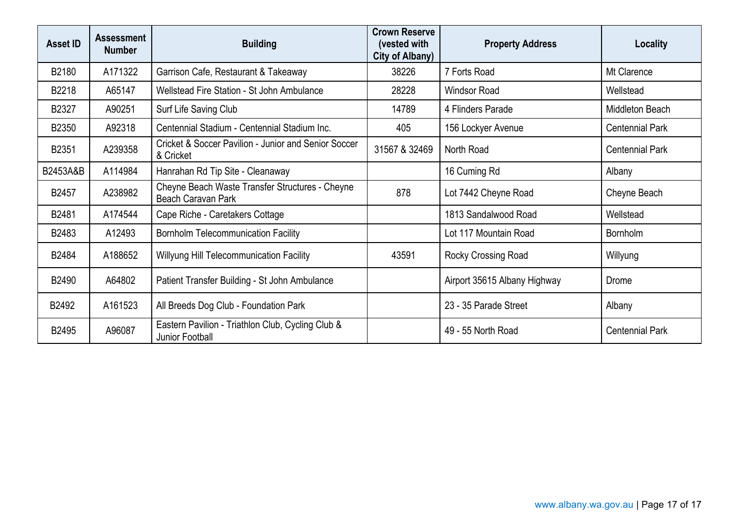| Asset ID | Assessment Number | Building | Crown Reserve (vested with City of Albany) | Property Address | Locality |
|---|---|---|---|---|---|
| B2180 | A171322 | Garrison Cafe, Restaurant & Takeaway | 38226 | 7 Forts Road | Mt Clarence |
| B2218 | A65147 | Wellstead Fire Station - St John Ambulance | 28228 | Windsor Road | Wellstead |
| B2327 | A90251 | Surf Life Saving Club | 14789 | 4 Flinders Parade | Middleton Beach |
| B2350 | A92318 | Centennial Stadium - Centennial Stadium Inc. | 405 | 156 Lockyer Avenue | Centennial Park |
| B2351 | A239358 | Cricket & Soccer Pavilion - Junior and Senior Soccer & Cricket | 31567 & 32469 | North Road | Centennial Park |
| B2453A&B | A114984 | Hanrahan Rd Tip Site - Cleanaway | | 16 Cuming Rd | Albany |
| B2457 | A238982 | Cheyne Beach Waste Transfer Structures - Cheyne Beach Caravan Park | 878 | Lot 7442 Cheyne Road | Cheyne Beach |
| B2481 | A174544 | Cape Riche - Caretakers Cottage | | 1813 Sandalwood Road | Wellstead |
| B2483 | A12493 | Bornholm Telecommunication Facility | | Lot 117 Mountain Road | Bornholm |
| B2484 | A188652 | Willyung Hill Telecommunication Facility | 43591 | Rocky Crossing Road | Willyung |
| B2490 | A64802 | Patient Transfer Building - St John Ambulance | | Airport 35615 Albany Highway | Drome |
| B2492 | A161523 | All Breeds Dog Club - Foundation Park | | 23 - 35 Parade Street | Albany |
| B2495 | A96087 | Eastern Pavilion - Triathlon Club, Cycling Club & Junior Football | | 49 - 55 North Road | Centennial Park |